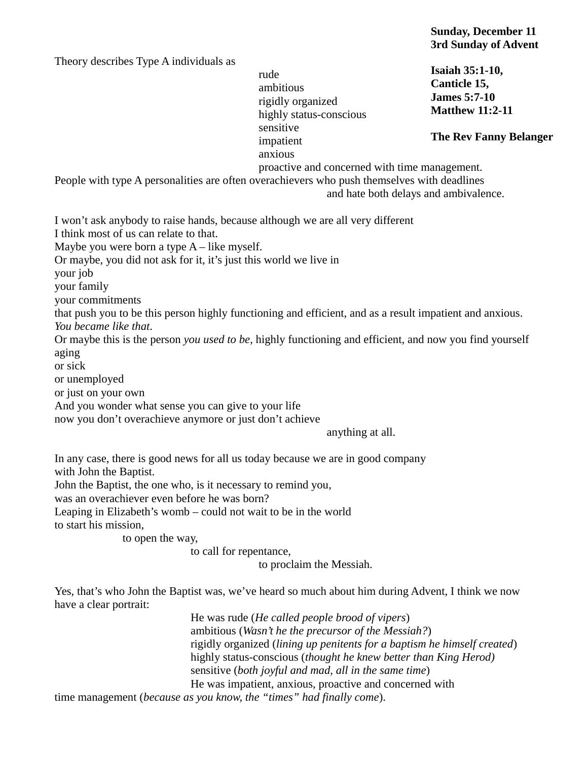**Sunday, December 11**
**3rd Sunday of Advent**

**Isaiah 35:1-10,**
**Canticle 15,**
**James 5:7-10**
**Matthew 11:2-11**

**The Rev Fanny Belanger**

Theory describes Type A individuals as

rude
ambitious
rigidly organized
highly status-conscious
sensitive
impatient
anxious
proactive and concerned with time management.

People with type A personalities are often overachievers who push themselves with deadlines
and hate both delays and ambivalence.

I won't ask anybody to raise hands, because although we are all very different
I think most of us can relate to that.
Maybe you were born a type A – like myself.
Or maybe, you did not ask for it, it's just this world we live in
your job
your family
your commitments
that push you to be this person highly functioning and efficient, and as a result impatient and anxious.
*You became like that*.
Or maybe this is the person *you used to be*, highly functioning and efficient, and now you find yourself
aging
or sick
or unemployed
or just on your own
And you wonder what sense you can give to your life
now you don't overachieve anymore or just don't achieve
anything at all.

In any case, there is good news for all us today because we are in good company
with John the Baptist.
John the Baptist, the one who, is it necessary to remind you,
was an overachiever even before he was born?
Leaping in Elizabeth's womb – could not wait to be in the world
to start his mission,
to open the way,
to call for repentance,
to proclaim the Messiah.

Yes, that's who John the Baptist was, we've heard so much about him during Advent, I think we now have a clear portrait:

He was rude (*He called people brood of vipers*)
ambitious (*Wasn't he the precursor of the Messiah?*)
rigidly organized (*lining up penitents for a baptism he himself created*)
highly status-conscious (*thought he knew better than King Herod)*
sensitive (*both joyful and mad, all in the same time*)
He was impatient, anxious, proactive and concerned with
time management (*because as you know, the "times" had finally come*).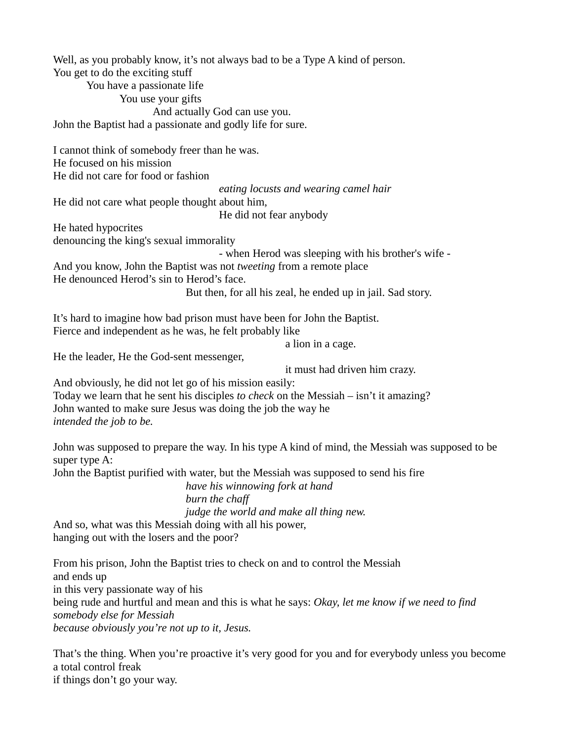Well, as you probably know, it's not always bad to be a Type A kind of person.
You get to do the exciting stuff
You have a passionate life
You use your gifts
And actually God can use you.
John the Baptist had a passionate and godly life for sure.

I cannot think of somebody freer than he was.
He focused on his mission
He did not care for food or fashion
*eating locusts and wearing camel hair*
He did not care what people thought about him,
He did not fear anybody
He hated hypocrites
denouncing the king's sexual immorality
- when Herod was sleeping with his brother's wife -
And you know, John the Baptist was not *tweeting* from a remote place
He denounced Herod's sin to Herod's face.
But then, for all his zeal, he ended up in jail. Sad story.

It's hard to imagine how bad prison must have been for John the Baptist.
Fierce and independent as he was, he felt probably like
a lion in a cage.
He the leader, He the God-sent messenger,
it must had driven him crazy.
And obviously, he did not let go of his mission easily:
Today we learn that he sent his disciples *to check* on the Messiah – isn't it amazing?
John wanted to make sure Jesus was doing the job the way he
*intended the job to be.*

John was supposed to prepare the way. In his type A kind of mind, the Messiah was supposed to be super type A:
John the Baptist purified with water, but the Messiah was supposed to send his fire
*have his winnowing fork at hand*
*burn the chaff*
*judge the world and make all thing new.*
And so, what was this Messiah doing with all his power,
hanging out with the losers and the poor?

From his prison, John the Baptist tries to check on and to control the Messiah
and ends up
in this very passionate way of his
being rude and hurtful and mean and this is what he says: *Okay, let me know if we need to find somebody else for Messiah*
*because obviously you're not up to it, Jesus.*

That's the thing. When you're proactive it's very good for you and for everybody unless you become a total control freak
if things don't go your way.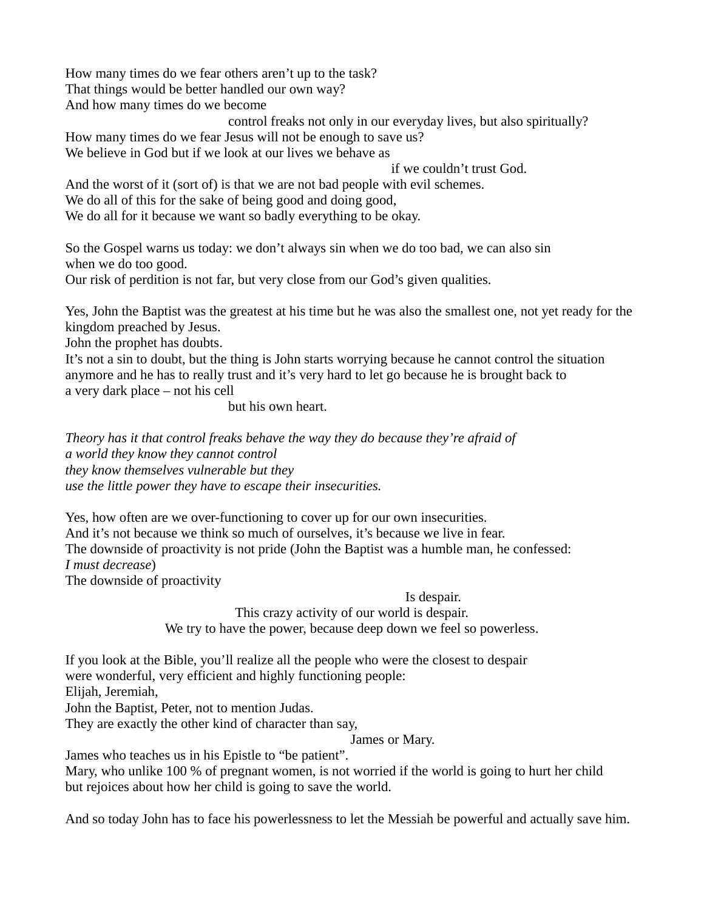How many times do we fear others aren't up to the task?
That things would be better handled our own way?
And how many times do we become
control freaks not only in our everyday lives, but also spiritually?
How many times do we fear Jesus will not be enough to save us?
We believe in God but if we look at our lives we behave as
if we couldn't trust God.
And the worst of it (sort of) is that we are not bad people with evil schemes.
We do all of this for the sake of being good and doing good,
We do all for it because we want so badly everything to be okay.

So the Gospel warns us today: we don't always sin when we do too bad, we can also sin
when we do too good.
Our risk of perdition is not far, but very close from our God's given qualities.

Yes, John the Baptist was the greatest at his time but he was also the smallest one, not yet ready for the kingdom preached by Jesus.
John the prophet has doubts.
It's not a sin to doubt, but the thing is John starts worrying because he cannot control the situation anymore and he has to really trust and it's very hard to let go because he is brought back to
a very dark place – not his cell
but his own heart.

*Theory has it that control freaks behave the way they do because they're afraid of*
*a world they know they cannot control*
*they know themselves vulnerable but they*
*use the little power they have to escape their insecurities.*

Yes, how often are we over-functioning to cover up for our own insecurities.
And it's not because we think so much of ourselves, it's because we live in fear.
The downside of proactivity is not pride (John the Baptist was a humble man, he confessed:
*I must decrease*)
The downside of proactivity
Is despair.
This crazy activity of our world is despair.
We try to have the power, because deep down we feel so powerless.

If you look at the Bible, you'll realize all the people who were the closest to despair
were wonderful, very efficient and highly functioning people:
Elijah, Jeremiah,
John the Baptist, Peter, not to mention Judas.
They are exactly the other kind of character than say,
James or Mary.
James who teaches us in his Epistle to "be patient".
Mary, who unlike 100 % of pregnant women, is not worried if the world is going to hurt her child
but rejoices about how her child is going to save the world.

And so today John has to face his powerlessness to let the Messiah be powerful and actually save him.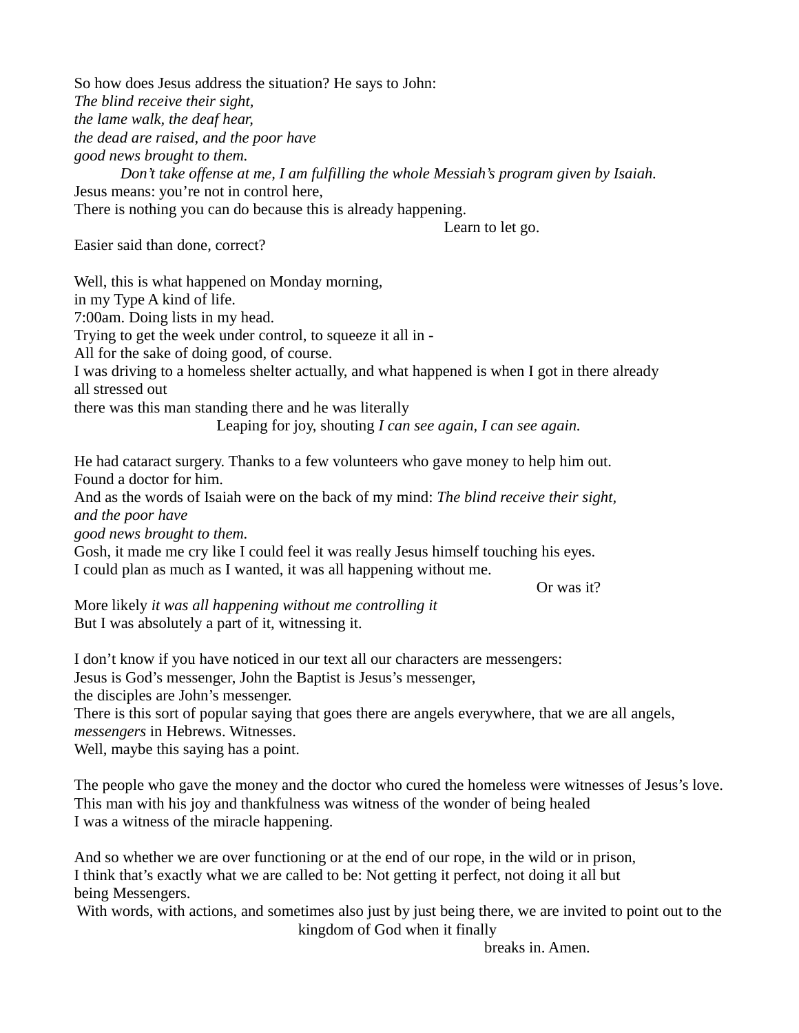So how does Jesus address the situation? He says to John:
*The blind receive their sight,*
*the lame walk, the deaf hear,*
*the dead are raised, and the poor have*
*good news brought to them.*

*Don't take offense at me, I am fulfilling the whole Messiah's program given by Isaiah.*

Jesus means: you're not in control here,
There is nothing you can do because this is already happening.

Learn to let go.

Easier said than done, correct?

Well, this is what happened on Monday morning,
in my Type A kind of life.
7:00am. Doing lists in my head.
Trying to get the week under control, to squeeze it all in -
All for the sake of doing good, of course.
I was driving to a homeless shelter actually, and what happened is when I got in there already all stressed out
there was this man standing there and he was literally

Leaping for joy, shouting *I can see again, I can see again.*

He had cataract surgery. Thanks to a few volunteers who gave money to help him out.
Found a doctor for him.
And as the words of Isaiah were on the back of my mind: *The blind receive their sight,*
*and the poor have*
*good news brought to them.*
Gosh, it made me cry like I could feel it was really Jesus himself touching his eyes.
I could plan as much as I wanted, it was all happening without me.

Or was it?

More likely *it was all happening without me controlling it*
But I was absolutely a part of it, witnessing it.

I don't know if you have noticed in our text all our characters are messengers:
Jesus is God's messenger, John the Baptist is Jesus's messenger,
the disciples are John's messenger.
There is this sort of popular saying that goes there are angels everywhere, that we are all angels,
*messengers* in Hebrews. Witnesses.
Well, maybe this saying has a point.

The people who gave the money and the doctor who cured the homeless were witnesses of Jesus's love.
This man with his joy and thankfulness was witness of the wonder of being healed
I was a witness of the miracle happening.

And so whether we are over functioning or at the end of our rope, in the wild or in prison,
I think that's exactly what we are called to be: Not getting it perfect, not doing it all but
being Messengers.

With words, with actions, and sometimes also just by just being there, we are invited to point out to the kingdom of God when it finally

breaks in. Amen.